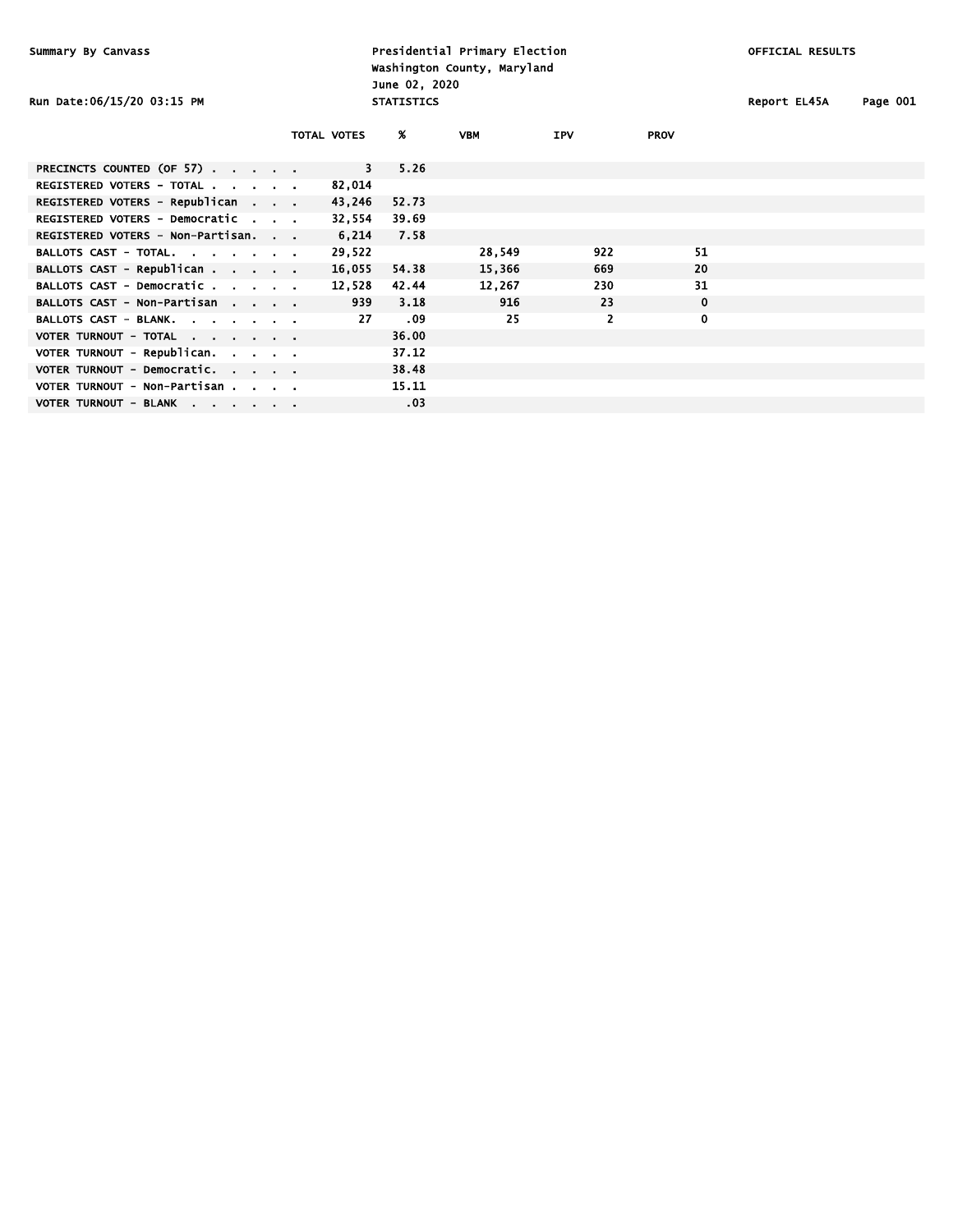Summary By Canvass

Presidential Primary Election
Washington County, Maryland
June 02, 2020
STATISTICS

OFFICIAL RESULTS

Run Date:06/15/20 03:15 PM

Report EL45A

| | TOTAL VOTES | % | VBM | IPV | PROV |
|---|---|---|---|---|---|
| PRECINCTS COUNTED (OF 57) . . . . . | 3 | 5.26 | | | |
| REGISTERED VOTERS - TOTAL . . . . . | 82,014 | | | | |
| REGISTERED VOTERS - Republican . . . | 43,246 | 52.73 | | | |
| REGISTERED VOTERS - Democratic . . . | 32,554 | 39.69 | | | |
| REGISTERED VOTERS - Non-Partisan. . . | 6,214 | 7.58 | | | |
| BALLOTS CAST - TOTAL. . . . . . . . | 29,522 | | 28,549 | 922 | 51 |
| BALLOTS CAST - Republican . . . . . | 16,055 | 54.38 | 15,366 | 669 | 20 |
| BALLOTS CAST - Democratic . . . . . | 12,528 | 42.44 | 12,267 | 230 | 31 |
| BALLOTS CAST - Non-Partisan . . . . | 939 | 3.18 | 916 | 23 | 0 |
| BALLOTS CAST - BLANK. . . . . . . . | 27 | .09 | 25 | 2 | 0 |
| VOTER TURNOUT - TOTAL . . . . . . . | | 36.00 | | | |
| VOTER TURNOUT - Republican. . . . . | | 37.12 | | | |
| VOTER TURNOUT - Democratic. . . . . | | 38.48 | | | |
| VOTER TURNOUT - Non-Partisan . . . . | | 15.11 | | | |
| VOTER TURNOUT - BLANK . . . . . . . | | .03 | | | |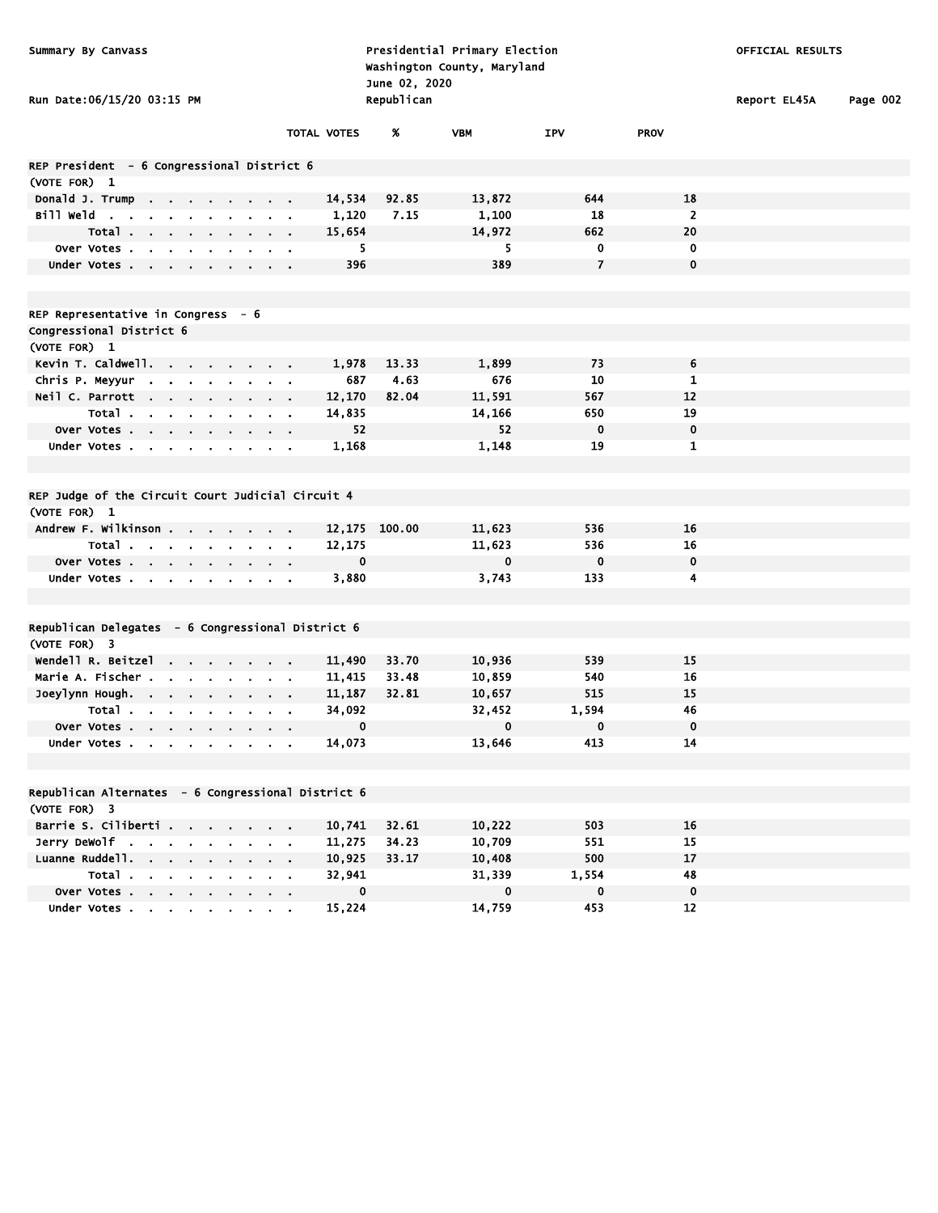Summary By Canvass

Presidential Primary Election
Washington County, Maryland
June 02, 2020
Republican

OFFICIAL RESULTS

Run Date:06/15/20 03:15 PM

Report EL45A

### REP President - 6 Congressional District 6

(VOTE FOR) 1

| | TOTAL VOTES | % | VBM | IPV | PROV |
|---|---|---|---|---|---|
| Donald J. Trump | 14,534 | 92.85 | 13,872 | 644 | 18 |
| Bill Weld | 1,120 | 7.15 | 1,100 | 18 | 2 |
| Total | 15,654 | | 14,972 | 662 | 20 |
| Over Votes | 5 | | 5 | 0 | 0 |
| Under Votes | 396 | | 389 | 7 | 0 |

### REP Representative in Congress - 6 Congressional District 6

(VOTE FOR) 1

| | TOTAL VOTES | % | VBM | IPV | PROV |
|---|---|---|---|---|---|
| Kevin T. Caldwell | 1,978 | 13.33 | 1,899 | 73 | 6 |
| Chris P. Meyyur | 687 | 4.63 | 676 | 10 | 1 |
| Neil C. Parrott | 12,170 | 82.04 | 11,591 | 567 | 12 |
| Total | 14,835 | | 14,166 | 650 | 19 |
| Over Votes | 52 | | 52 | 0 | 0 |
| Under Votes | 1,168 | | 1,148 | 19 | 1 |

### REP Judge of the Circuit Court Judicial Circuit 4

(VOTE FOR) 1

| | TOTAL VOTES | % | VBM | IPV | PROV |
|---|---|---|---|---|---|
| Andrew F. Wilkinson | 12,175 | 100.00 | 11,623 | 536 | 16 |
| Total | 12,175 | | 11,623 | 536 | 16 |
| Over Votes | 0 | | 0 | 0 | 0 |
| Under Votes | 3,880 | | 3,743 | 133 | 4 |

### Republican Delegates - 6 Congressional District 6

(VOTE FOR) 3

| | TOTAL VOTES | % | VBM | IPV | PROV |
|---|---|---|---|---|---|
| Wendell R. Beitzel | 11,490 | 33.70 | 10,936 | 539 | 15 |
| Marie A. Fischer | 11,415 | 33.48 | 10,859 | 540 | 16 |
| Joeylynn Hough | 11,187 | 32.81 | 10,657 | 515 | 15 |
| Total | 34,092 | | 32,452 | 1,594 | 46 |
| Over Votes | 0 | | 0 | 0 | 0 |
| Under Votes | 14,073 | | 13,646 | 413 | 14 |

### Republican Alternates - 6 Congressional District 6

(VOTE FOR) 3

| | TOTAL VOTES | % | VBM | IPV | PROV |
|---|---|---|---|---|---|
| Barrie S. Ciliberti | 10,741 | 32.61 | 10,222 | 503 | 16 |
| Jerry DeWolf | 11,275 | 34.23 | 10,709 | 551 | 15 |
| Luanne Ruddell | 10,925 | 33.17 | 10,408 | 500 | 17 |
| Total | 32,941 | | 31,339 | 1,554 | 48 |
| Over Votes | 0 | | 0 | 0 | 0 |
| Under Votes | 15,224 | | 14,759 | 453 | 12 |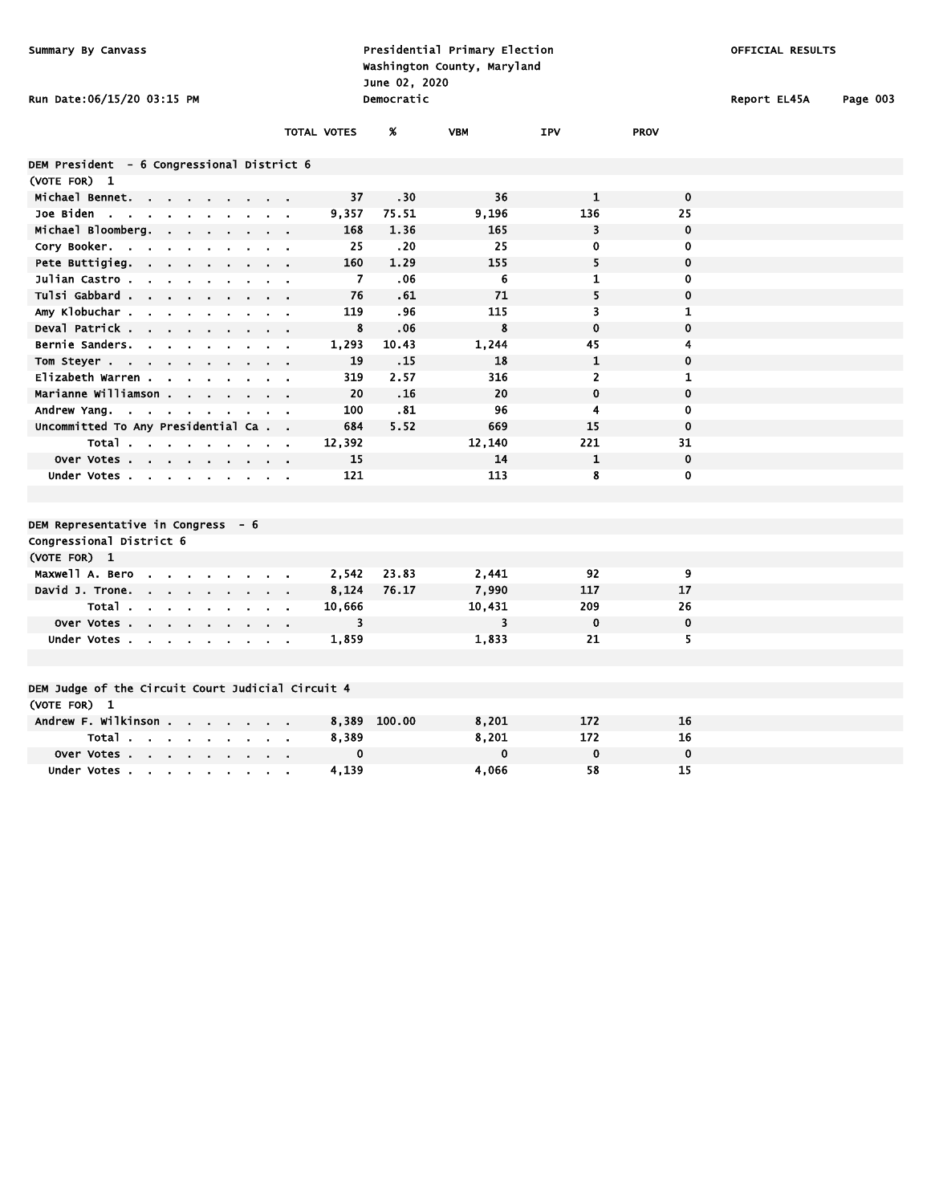Summary By Canvass

Presidential Primary Election
Washington County, Maryland
June 02, 2020
Democratic

OFFICIAL RESULTS

Run Date:06/15/20 03:15 PM

Report EL45A

## DEM President - 6 Congressional District 6

(VOTE FOR) 1

| | TOTAL VOTES | % | VBM | IPV | PROV |
|---|---|---|---|---|---|
| Michael Bennet | 37 | .30 | 36 | 1 | 0 |
| Joe Biden | 9,357 | 75.51 | 9,196 | 136 | 25 |
| Michael Bloomberg | 168 | 1.36 | 165 | 3 | 0 |
| Cory Booker | 25 | .20 | 25 | 0 | 0 |
| Pete Buttigieg | 160 | 1.29 | 155 | 5 | 0 |
| Julian Castro | 7 | .06 | 6 | 1 | 0 |
| Tulsi Gabbard | 76 | .61 | 71 | 5 | 0 |
| Amy Klobuchar | 119 | .96 | 115 | 3 | 1 |
| Deval Patrick | 8 | .06 | 8 | 0 | 0 |
| Bernie Sanders | 1,293 | 10.43 | 1,244 | 45 | 4 |
| Tom Steyer | 19 | .15 | 18 | 1 | 0 |
| Elizabeth Warren | 319 | 2.57 | 316 | 2 | 1 |
| Marianne Williamson | 20 | .16 | 20 | 0 | 0 |
| Andrew Yang | 100 | .81 | 96 | 4 | 0 |
| Uncommitted To Any Presidential Ca | 684 | 5.52 | 669 | 15 | 0 |
| Total | 12,392 | | 12,140 | 221 | 31 |
| Over Votes | 15 | | 14 | 1 | 0 |
| Under Votes | 121 | | 113 | 8 | 0 |

## DEM Representative in Congress - 6 Congressional District 6

(VOTE FOR) 1

| | TOTAL VOTES | % | VBM | IPV | PROV |
|---|---|---|---|---|---|
| Maxwell A. Bero | 2,542 | 23.83 | 2,441 | 92 | 9 |
| David J. Trone | 8,124 | 76.17 | 7,990 | 117 | 17 |
| Total | 10,666 | | 10,431 | 209 | 26 |
| Over Votes | 3 | | 3 | 0 | 0 |
| Under Votes | 1,859 | | 1,833 | 21 | 5 |

## DEM Judge of the Circuit Court Judicial Circuit 4

(VOTE FOR) 1

| | TOTAL VOTES | % | VBM | IPV | PROV |
|---|---|---|---|---|---|
| Andrew F. Wilkinson | 8,389 | 100.00 | 8,201 | 172 | 16 |
| Total | 8,389 | | 8,201 | 172 | 16 |
| Over Votes | 0 | | 0 | 0 | 0 |
| Under Votes | 4,139 | | 4,066 | 58 | 15 |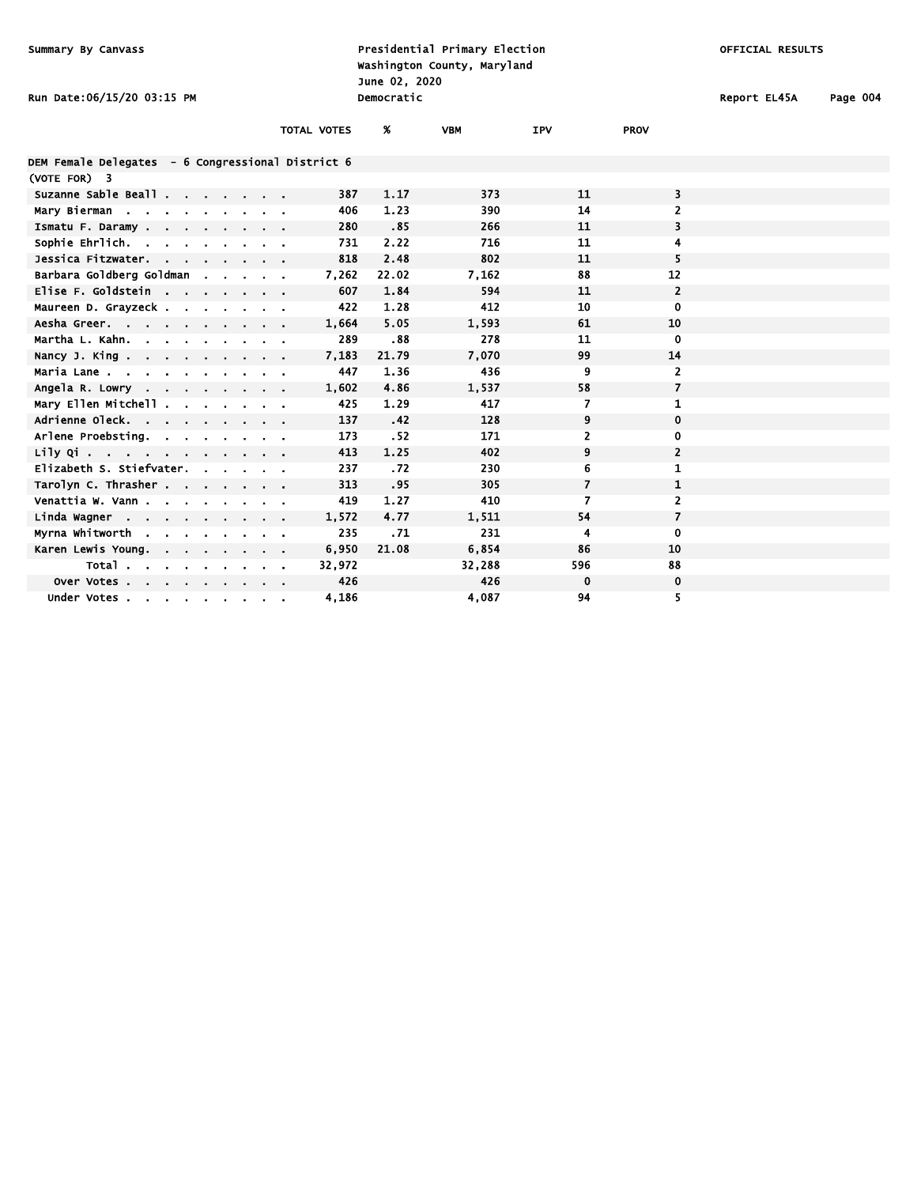Summary By Canvass

Presidential Primary Election
Washington County, Maryland
June 02, 2020
Democratic

OFFICIAL RESULTS

Run Date:06/15/20 03:15 PM

Report EL45A

## DEM Female Delegates - 6 Congressional District 6

(VOTE FOR) 3

| | TOTAL VOTES | % | VBM | IPV | PROV |
|---|---|---|---|---|---|
| Suzanne Sable Beall | 387 | 1.17 | 373 | 11 | 3 |
| Mary Bierman | 406 | 1.23 | 390 | 14 | 2 |
| Ismatu F. Daramy | 280 | .85 | 266 | 11 | 3 |
| Sophie Ehrlich. | 731 | 2.22 | 716 | 11 | 4 |
| Jessica Fitzwater. | 818 | 2.48 | 802 | 11 | 5 |
| Barbara Goldberg Goldman | 7,262 | 22.02 | 7,162 | 88 | 12 |
| Elise F. Goldstein | 607 | 1.84 | 594 | 11 | 2 |
| Maureen D. Grayzeck | 422 | 1.28 | 412 | 10 | 0 |
| Aesha Greer. | 1,664 | 5.05 | 1,593 | 61 | 10 |
| Martha L. Kahn. | 289 | .88 | 278 | 11 | 0 |
| Nancy J. King | 7,183 | 21.79 | 7,070 | 99 | 14 |
| Maria Lane | 447 | 1.36 | 436 | 9 | 2 |
| Angela R. Lowry | 1,602 | 4.86 | 1,537 | 58 | 7 |
| Mary Ellen Mitchell | 425 | 1.29 | 417 | 7 | 1 |
| Adrienne Oleck. | 137 | .42 | 128 | 9 | 0 |
| Arlene Proebsting. | 173 | .52 | 171 | 2 | 0 |
| Lily Qi | 413 | 1.25 | 402 | 9 | 2 |
| Elizabeth S. Stiefvater. | 237 | .72 | 230 | 6 | 1 |
| Tarolyn C. Thrasher | 313 | .95 | 305 | 7 | 1 |
| Venattia W. Vann | 419 | 1.27 | 410 | 7 | 2 |
| Linda Wagner | 1,572 | 4.77 | 1,511 | 54 | 7 |
| Myrna Whitworth | 235 | .71 | 231 | 4 | 0 |
| Karen Lewis Young. | 6,950 | 21.08 | 6,854 | 86 | 10 |
| Total | 32,972 | | 32,288 | 596 | 88 |
| Over Votes | 426 | | 426 | 0 | 0 |
| Under Votes | 4,186 | | 4,087 | 94 | 5 |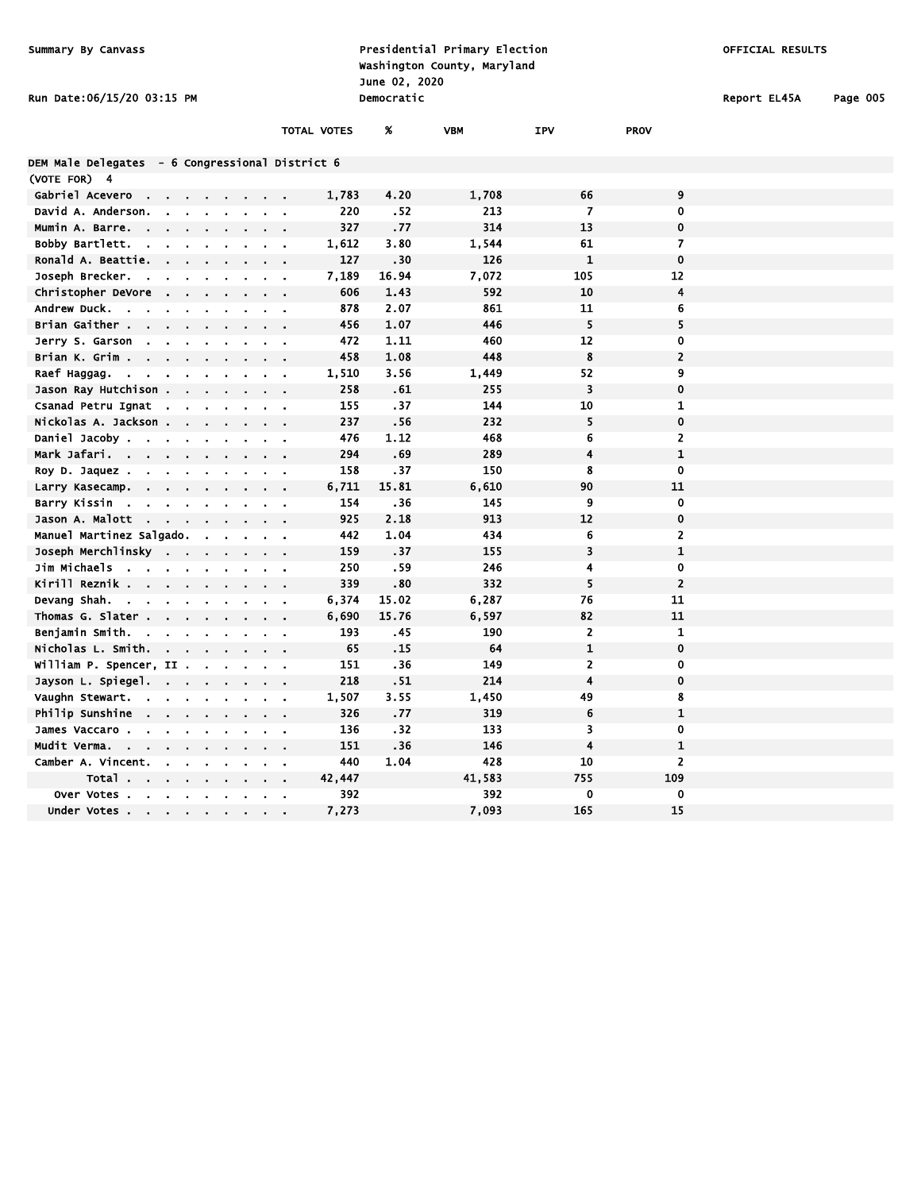Summary By Canvass

Presidential Primary Election
Washington County, Maryland
June 02, 2020
Democratic

OFFICIAL RESULTS

Run Date:06/15/20 03:15 PM

Report EL45A

## DEM Male Delegates - 6 Congressional District 6

(VOTE FOR) 4

| | TOTAL VOTES | % | VBM | IPV | PROV |
|---|---|---|---|---|---|
| Gabriel Acevero | 1,783 | 4.20 | 1,708 | 66 | 9 |
| David A. Anderson. | 220 | .52 | 213 | 7 | 0 |
| Mumin A. Barre. | 327 | .77 | 314 | 13 | 0 |
| Bobby Bartlett. | 1,612 | 3.80 | 1,544 | 61 | 7 |
| Ronald A. Beattie. | 127 | .30 | 126 | 1 | 0 |
| Joseph Brecker. | 7,189 | 16.94 | 7,072 | 105 | 12 |
| Christopher DeVore | 606 | 1.43 | 592 | 10 | 4 |
| Andrew Duck. | 878 | 2.07 | 861 | 11 | 6 |
| Brian Gaither | 456 | 1.07 | 446 | 5 | 5 |
| Jerry S. Garson | 472 | 1.11 | 460 | 12 | 0 |
| Brian K. Grim | 458 | 1.08 | 448 | 8 | 2 |
| Raef Haggag. | 1,510 | 3.56 | 1,449 | 52 | 9 |
| Jason Ray Hutchison | 258 | .61 | 255 | 3 | 0 |
| Csanad Petru Ignat | 155 | .37 | 144 | 10 | 1 |
| Nickolas A. Jackson | 237 | .56 | 232 | 5 | 0 |
| Daniel Jacoby | 476 | 1.12 | 468 | 6 | 2 |
| Mark Jafari. | 294 | .69 | 289 | 4 | 1 |
| Roy D. Jaquez | 158 | .37 | 150 | 8 | 0 |
| Larry Kasecamp. | 6,711 | 15.81 | 6,610 | 90 | 11 |
| Barry Kissin | 154 | .36 | 145 | 9 | 0 |
| Jason A. Malott | 925 | 2.18 | 913 | 12 | 0 |
| Manuel Martinez Salgado. | 442 | 1.04 | 434 | 6 | 2 |
| Joseph Merchlinsky | 159 | .37 | 155 | 3 | 1 |
| Jim Michaels | 250 | .59 | 246 | 4 | 0 |
| Kirill Reznik | 339 | .80 | 332 | 5 | 2 |
| Devang Shah. | 6,374 | 15.02 | 6,287 | 76 | 11 |
| Thomas G. Slater | 6,690 | 15.76 | 6,597 | 82 | 11 |
| Benjamin Smith. | 193 | .45 | 190 | 2 | 1 |
| Nicholas L. Smith. | 65 | .15 | 64 | 1 | 0 |
| William P. Spencer, II | 151 | .36 | 149 | 2 | 0 |
| Jayson L. Spiegel. | 218 | .51 | 214 | 4 | 0 |
| Vaughn Stewart. | 1,507 | 3.55 | 1,450 | 49 | 8 |
| Philip Sunshine | 326 | .77 | 319 | 6 | 1 |
| James Vaccaro | 136 | .32 | 133 | 3 | 0 |
| Mudit Verma. | 151 | .36 | 146 | 4 | 1 |
| Camber A. Vincent. | 440 | 1.04 | 428 | 10 | 2 |
| Total | 42,447 | | 41,583 | 755 | 109 |
| Over Votes | 392 | | 392 | 0 | 0 |
| Under Votes | 7,273 | | 7,093 | 165 | 15 |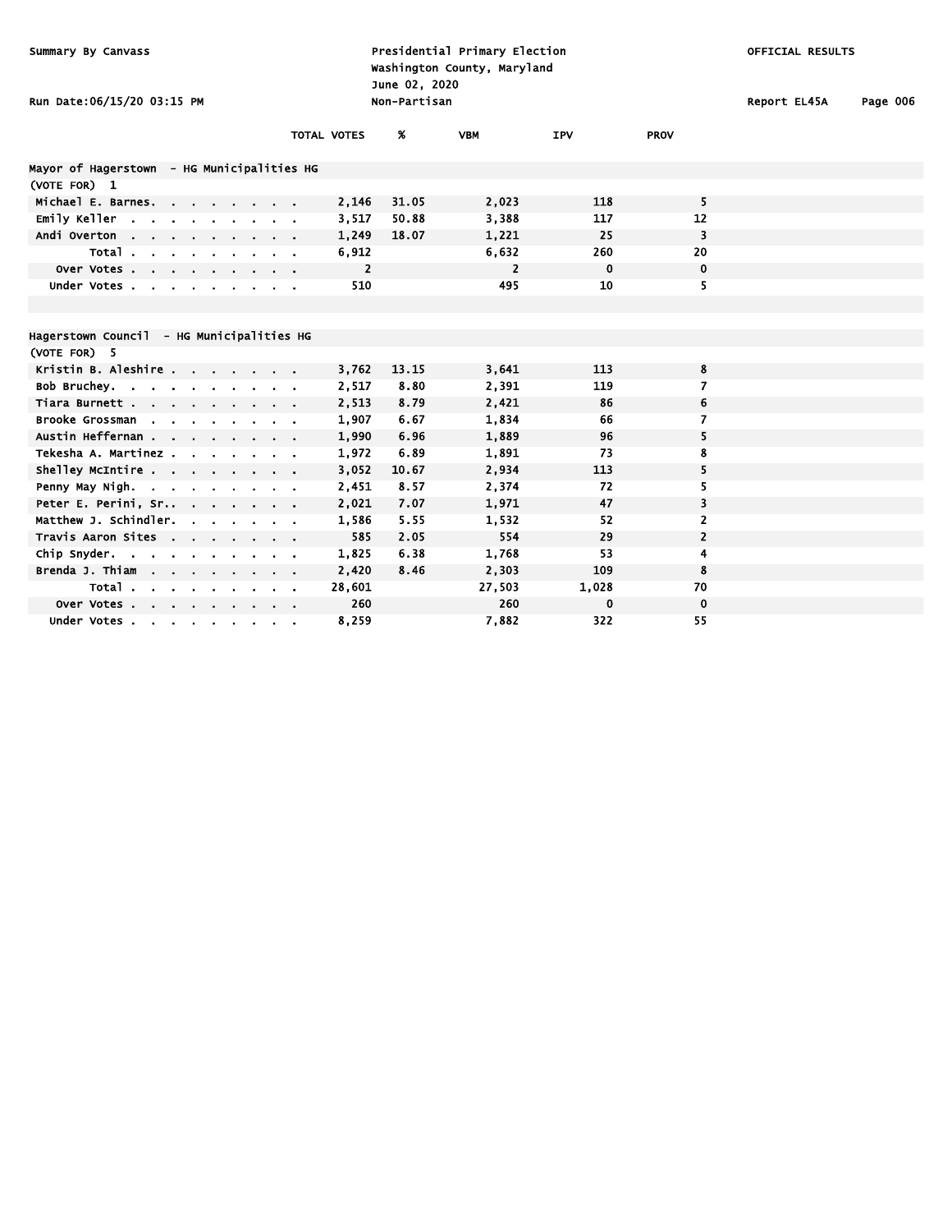Summary By Canvass

Presidential Primary Election
Washington County, Maryland
June 02, 2020
Non-Partisan

OFFICIAL RESULTS

Run Date:06/15/20 03:15 PM

Report EL45A

## Mayor of Hagerstown - HG Municipalities HG

(VOTE FOR) 1

| | TOTAL VOTES | % | VBM | IPV | PROV |
|---|---|---|---|---|---|
| Michael E. Barnes. | 2,146 | 31.05 | 2,023 | 118 | 5 |
| Emily Keller | 3,517 | 50.88 | 3,388 | 117 | 12 |
| Andi Overton | 1,249 | 18.07 | 1,221 | 25 | 3 |
| Total | 6,912 | | 6,632 | 260 | 20 |
| Over Votes | 2 | | 2 | 0 | 0 |
| Under Votes | 510 | | 495 | 10 | 5 |

## Hagerstown Council - HG Municipalities HG

(VOTE FOR) 5

| | TOTAL VOTES | % | VBM | IPV | PROV |
|---|---|---|---|---|---|
| Kristin B. Aleshire | 3,762 | 13.15 | 3,641 | 113 | 8 |
| Bob Bruchey. | 2,517 | 8.80 | 2,391 | 119 | 7 |
| Tiara Burnett | 2,513 | 8.79 | 2,421 | 86 | 6 |
| Brooke Grossman | 1,907 | 6.67 | 1,834 | 66 | 7 |
| Austin Heffernan | 1,990 | 6.96 | 1,889 | 96 | 5 |
| Tekesha A. Martinez | 1,972 | 6.89 | 1,891 | 73 | 8 |
| Shelley McIntire | 3,052 | 10.67 | 2,934 | 113 | 5 |
| Penny May Nigh. | 2,451 | 8.57 | 2,374 | 72 | 5 |
| Peter E. Perini, Sr.. | 2,021 | 7.07 | 1,971 | 47 | 3 |
| Matthew J. Schindler. | 1,586 | 5.55 | 1,532 | 52 | 2 |
| Travis Aaron Sites | 585 | 2.05 | 554 | 29 | 2 |
| Chip Snyder. | 1,825 | 6.38 | 1,768 | 53 | 4 |
| Brenda J. Thiam | 2,420 | 8.46 | 2,303 | 109 | 8 |
| Total | 28,601 | | 27,503 | 1,028 | 70 |
| Over Votes | 260 | | 260 | 0 | 0 |
| Under Votes | 8,259 | | 7,882 | 322 | 55 |